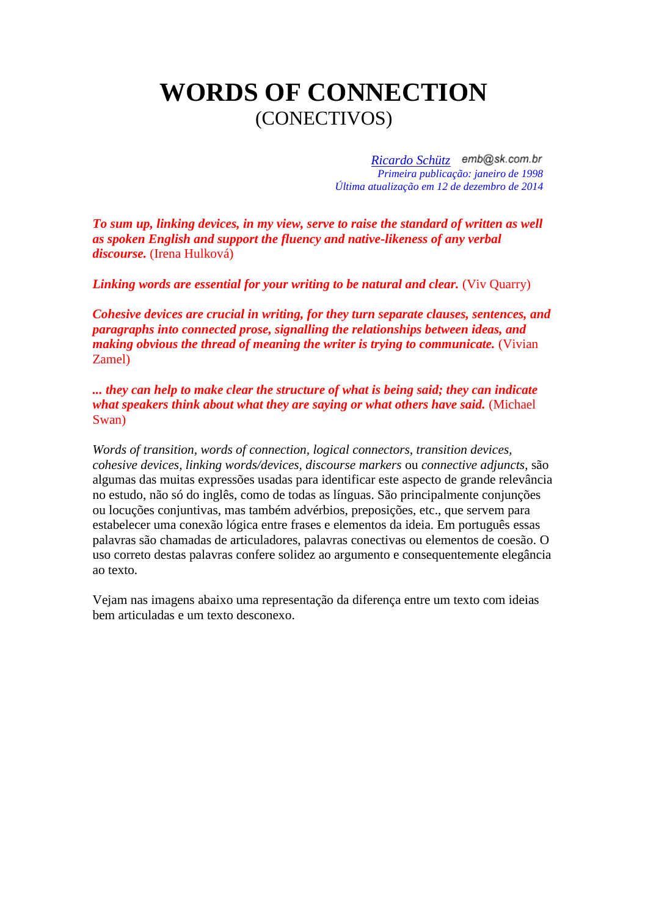# WORDS OF CONNECTION
(CONECTIVOS)

[Ricardo Schütz](#) emb@sk.com.br
*Primeira publicação: janeiro de 1998*
*Última atualização em 12 de dezembro de 2014*

***To sum up, linking devices, in my view, serve to raise the standard of written as well as spoken English and support the fluency and native-likeness of any verbal discourse.*** (Irena Hulková)

***Linking words are essential for your writing to be natural and clear.*** (Viv Quarry)

***Cohesive devices are crucial in writing, for they turn separate clauses, sentences, and paragraphs into connected prose, signalling the relationships between ideas, and making obvious the thread of meaning the writer is trying to communicate.*** (Vivian Zamel)

***... they can help to make clear the structure of what is being said; they can indicate what speakers think about what they are saying or what others have said.*** (Michael Swan)

*Words of transition, words of connection, logical connectors, transition devices, cohesive devices, linking words/devices, discourse markers* ou *connective adjuncts*, são algumas das muitas expressões usadas para identificar este aspecto de grande relevância no estudo, não só do inglês, como de todas as línguas. São principalmente conjunções ou locuções conjuntivas, mas também advérbios, preposições, etc., que servem para estabelecer uma conexão lógica entre frases e elementos da ideia. Em português essas palavras são chamadas de articuladores, palavras conectivas ou elementos de coesão. O uso correto destas palavras confere solidez ao argumento e consequentemente elegância ao texto.

Vejam nas imagens abaixo uma representação da diferença entre um texto com ideias bem articuladas e um texto desconexo.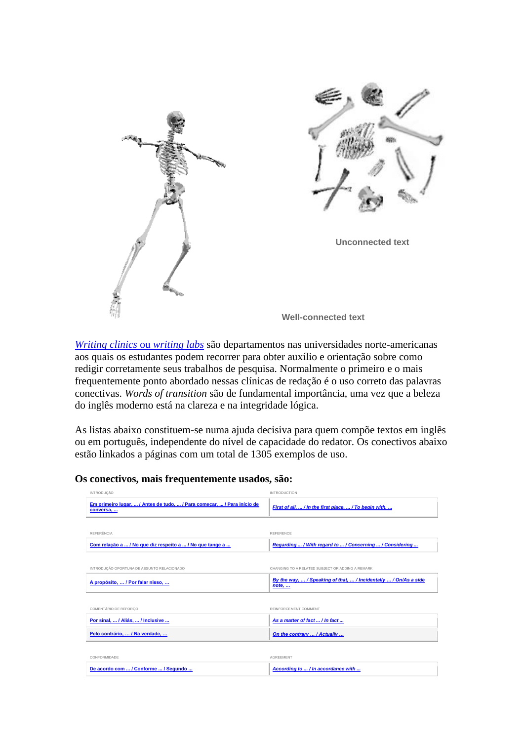Unconnected text

Well-connected text

*Writing clinics* ou *writing labs* são departamentos nas universidades norte-americanas aos quais os estudantes podem recorrer para obter auxílio e orientação sobre como redigir corretamente seus trabalhos de pesquisa. Normalmente o primeiro e o mais frequentemente ponto abordado nessas clínicas de redação é o uso correto das palavras conectivas. *Words of transition* são de fundamental importância, uma vez que a beleza do inglês moderno está na clareza e na integridade lógica.

As listas abaixo constituem-se numa ajuda decisiva para quem compõe textos em inglês ou em português, independente do nível de capacidade do redator. Os conectivos abaixo estão linkados a páginas com um total de 1305 exemplos de uso.

**Os conectivos, mais frequentemente usados, são:**

| INTRODUÇÃO | INTRODUCTION |
|---|---|
| Em primeiro lugar, ... / Antes de tudo, ... / Para começar, ... / Para início de conversa, ... | *First of all, ... / In the first place, ... / To begin with, ...* |

| REFERÊNCIA | REFERENCE |
|---|---|
| Com relação a ... / No que diz respeito a ... / No que tange a ... | *Regarding ... / With regard to ... / Concerning ... / Considering ...* |

| INTRODUÇÃO OPORTUNA DE ASSUNTO RELACIONADO | CHANGING TO A RELATED SUBJECT OR ADDING A REMARK |
|---|---|
| A propósito, ... / Por falar nisso, ... | *By the way, ... / Speaking of that, ... / Incidentally ... / On/As a side note, ...* |

| COMENTÁRIO DE REFORÇO | REINFORCEMENT COMMENT |
|---|---|
| Por sinal, ... / Aliás, ... / Inclusive ... | *As a matter of fact ... / In fact ...* |
| Pelo contrário, ... / Na verdade, ... | *On the contrary ... / Actually ...* |

| CONFORMIDADE | AGREEMENT |
|---|---|
| De acordo com ... / Conforme ... / Segundo ... | *According to ... / In accordance with ...* |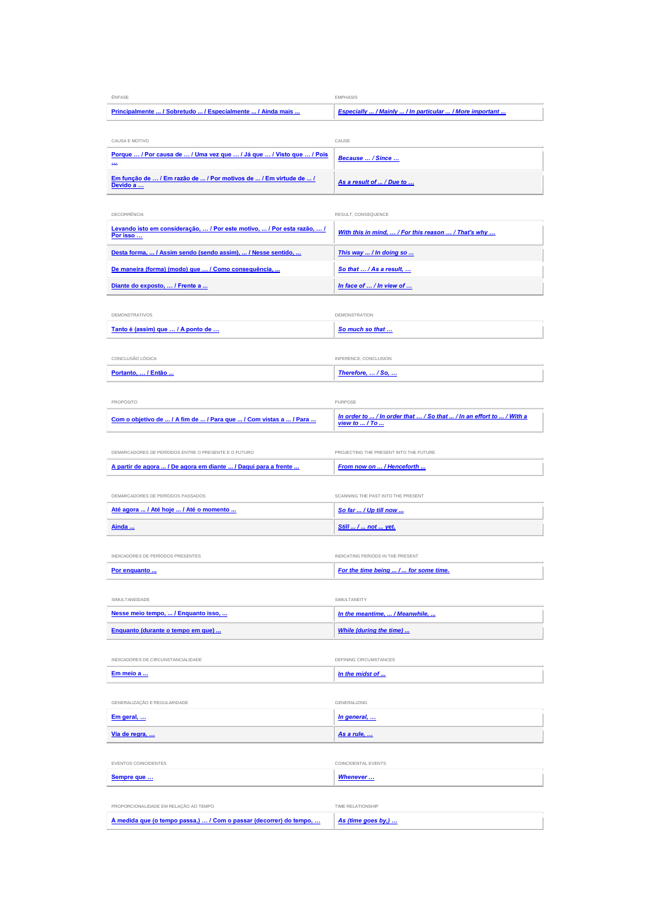| ÊNFASE | EMPHASIS |
|---|---|
| **Principalmente ... / Sobretudo ... / Especialmente ... / Ainda mais ...** | ***Especially ... / Mainly ... / In particular ... / More important ...*** |

| CAUSA E MOTIVO | CAUSE |
|---|---|
| **Porque … / Por causa de … / Uma vez que … / Já que … / Visto que … / Pois …** | ***Because … / Since …*** |
| **Em função de … / Em razão de … / Por motivos de … / Em virtude de … / Devido a …** | ***As a result of ... / Due to ...*** |

| DECORRÊNCIA | RESULT, CONSEQUENCE |
|---|---|
| **Levando isto em consideração, … / Por este motivo, … / Por esta razão, … / Por isso …** | ***With this in mind, … / For this reason … / That's why …*** |
| **Desta forma, ... / Assim sendo (sendo assim), ... / Nesse sentido, ...** | ***This way ... / In doing so ...*** |
| **De maneira (forma) (modo) que … / Como consequência, ...** | ***So that ... / As a result, ...*** |
| **Diante do exposto, … / Frente a ...** | ***In face of ... / In view of ...*** |

| DEMONSTRATIVOS | DEMONSTRATION |
|---|---|
| **Tanto é (assim) que … / A ponto de …** | ***So much so that …*** |

| CONCLUSÃO LÓGICA | INFERENCE, CONCLUSION |
|---|---|
| **Portanto, … / Então ...** | ***Therefore, … / So, ...*** |

| PROPÓSITO | PURPOSE |
|---|---|
| **Com o objetivo de ... / A fim de ... / Para que ... / Com vistas a ... / Para ...** | ***In order to ... / In order that … / So that ... / In an effort to ... / With a view to ... / To ...*** |

| DEMARCADORES DE PERÍODOS ENTRE O PRESENTE E O FUTURO | PROJECTING THE PRESENT INTO THE FUTURE |
|---|---|
| **A partir de agora ... / De agora em diante ... / Daqui para a frente ...** | ***From now on ... / Henceforth ...*** |

| DEMARCADORES DE PERÍODOS PASSADOS | SCANNING THE PAST INTO THE PRESENT |
|---|---|
| **Até agora ... / Até hoje ... / Até o momento ...** | ***So far ... / Up till now ...*** |
| **Ainda ...** | ***Still ... / ... not ... yet.*** |

| INDICADORES DE PERÍODOS PRESENTES | INDICATING PERIODS IN THE PRESENT |
|---|---|
| **Por enquanto ...** | ***For the time being ... / ... for some time.*** |

| SIMULTANEIDADE | SIMULTANEITY |
|---|---|
| **Nesse meio tempo, ... / Enquanto isso, ...** | ***In the meantime, ... / Meanwhile, ...*** |
| **Enquanto (durante o tempo em que) ...** | ***While (during the time) ...*** |

| INDICADORES DE CIRCUNSTANCIALIDADE | DEFINING CIRCUMSTANCES |
|---|---|
| **Em meio a ...** | ***In the midst of ...*** |

| GENERALIZAÇÃO E REGULARIDADE | GENERALIZING |
|---|---|
| **Em geral, …** | ***In general, …*** |
| **Via de regra, ...** | ***As a rule, ...*** |

| EVENTOS COINCIDENTES | COINCIDENTAL EVENTS |
|---|---|
| **Sempre que …** | ***Whenever …*** |

| PROPORCIONALIDADE EM RELAÇÃO AO TEMPO | TIME RELATIONSHIP |
|---|---|
| **A medida que (o tempo passa,) … / Com o passar (decorrer) do tempo, …** | ***As (time goes by,) …*** |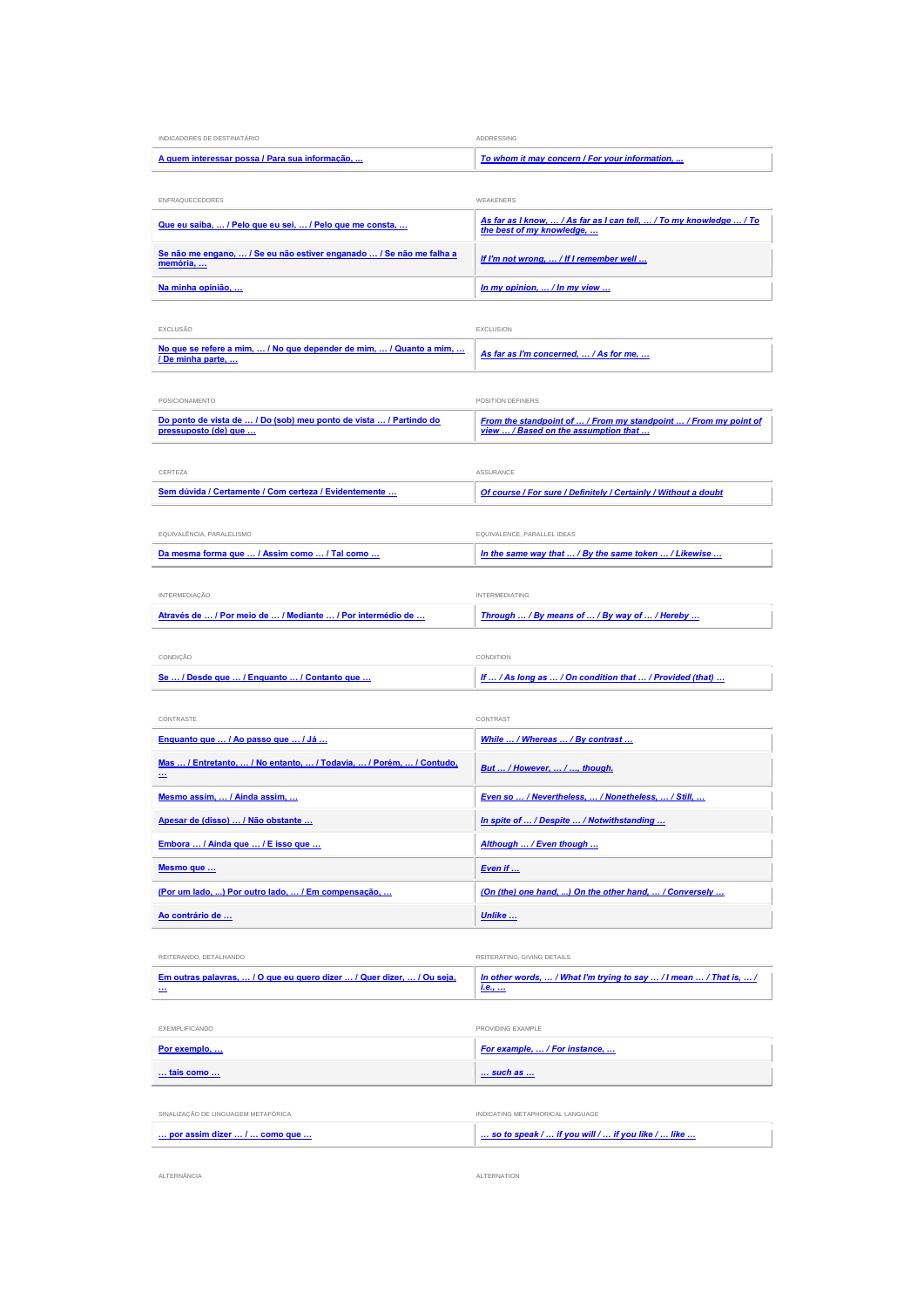| INDICADORES DE DESTINATÁRIO | ADDRESSING |
|---|---|
| A quem interessar possa / Para sua informação, ... | *To whom it may concern / For your information, ...* |

| ENFRAQUECEDORES | WEAKENERS |
|---|---|
| Que eu saiba, ... / Pelo que eu sei, ... / Pelo que me consta, ... | *As far as I know, ... / As far as I can tell, ... / To my knowledge ... / To the best of my knowledge, ...* |
| Se não me engano, ... / Se eu não estiver enganado ... / Se não me falha a memória, ... | *If I'm not wrong, ... / If I remember well ...* |
| Na minha opinião, ... | *In my opinion, ... / In my view ...* |

| EXCLUSÃO | EXCLUSION |
|---|---|
| No que se refere a mim, ... / No que depender de mim, ... / Quanto a mim, ... / De minha parte, ... | *As far as I'm concerned, ... / As for me, ...* |

| POSICIONAMENTO | POSITION DEFINERS |
|---|---|
| Do ponto de vista de ... / Do (sob) meu ponto de vista ... / Partindo do pressuposto (de) que ... | *From the standpoint of ... / From my standpoint ... / From my point of view ... / Based on the assumption that ...* |

| CERTEZA | ASSURANCE |
|---|---|
| Sem dúvida / Certamente / Com certeza / Evidentemente ... | *Of course / For sure / Definitely / Certainly / Without a doubt* |

| EQUIVALÊNCIA, PARALELISMO | EQUIVALENCE, PARALLEL IDEAS |
|---|---|
| Da mesma forma que ... / Assim como ... / Tal como ... | *In the same way that ... / By the same token ... / Likewise ...* |

| INTERMEDIAÇÃO | INTERMEDIATING |
|---|---|
| Através de ... / Por meio de ... / Mediante ... / Por intermédio de ... | *Through ... / By means of ... / By way of ... / Hereby ...* |

| CONDIÇÃO | CONDITION |
|---|---|
| Se ... / Desde que ... / Enquanto ... / Contanto que ... | *If ... / As long as ... / On condition that ... / Provided (that) ...* |

| CONTRASTE | CONTRAST |
|---|---|
| Enquanto que ... / Ao passo que ... / Já ... | *While ... / Whereas ... / By contrast ...* |
| Mas ... / Entretanto, ... / No entanto, ... / Todavia, ... / Porém, ... / Contudo, ... | *But ... / However, ... / ..., though.* |
| Mesmo assim, ... / Ainda assim, ... | *Even so ... / Nevertheless, ... / Nonetheless, ... / Still, ...* |
| Apesar de (disso) ... / Não obstante ... | *In spite of ... / Despite ... / Notwithstanding ...* |
| Embora ... / Ainda que ... / E isso que ... | *Although ... / Even though ...* |
| Mesmo que ... | *Even if ...* |
| (Por um lado, ...) Por outro lado, ... / Em compensação, ... | *(On (the) one hand, ...) On the other hand, ... / Conversely ...* |
| Ao contrário de ... | *Unlike ...* |

| REITERANDO, DETALHANDO | REITERATING, GIVING DETAILS |
|---|---|
| Em outras palavras, ... / O que eu quero dizer ... / Quer dizer, ... / Ou seja, ... | *In other words, ... / What I'm trying to say ... / I mean ... / That is, ... / i.e., ...* |

| EXEMPLIFICANDO | PROVIDING EXAMPLE |
|---|---|
| Por exemplo, ... | *For example, ... / For instance, ...* |
| ... tais como ... | *... such as ...* |

| SINALIZAÇÃO DE LINGUAGEM METAFÓRICA | INDICATING METAPHORICAL LANGUAGE |
|---|---|
| ... por assim dizer ... / ... como que ... | *... so to speak / ... if you will / ... if you like / ... like ...* |

| ALTERNÂNCIA | ALTERNATION |
|---|---|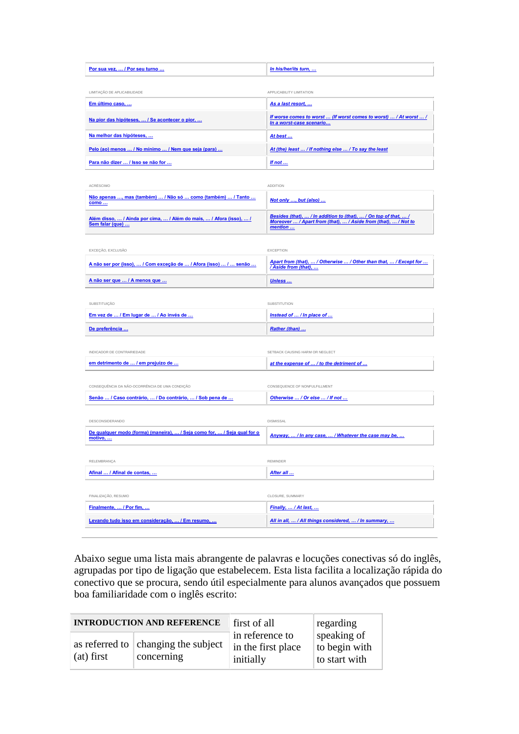| | |
|---|---|
| Por sua vez, ... / Por seu turno ... | In his/her/its turn, ... |

| LIMITAÇÃO DE APLICABILIDADE | APPLICABILITY LIMITATION |
|---|---|
| Em último caso, ... | As a last resort, ... |
| Na pior das hipóteses, ... / Se acontecer o pior, ... | If worse comes to worst ... (If worst comes to worst) ... / At worst ... / In a worst-case scenario... |
| Na melhor das hipóteses, ... | At best ... |
| Pelo (ao) menos ... / No mínimo ... / Nem que seja (para) ... | At (the) least ... / If nothing else ... / To say the least |
| Para não dizer ... / Isso se não for ... | If not ... |

| ACRÉSCIMO | ADDITION |
|---|---|
| Não apenas ..., mas (também) ... / Não só ... como (também) ... / Tanto ... como ... | Not only ..., but (also) ... |
| Além disso, ... / Ainda por cima, ... / Além do mais, ... / Afora (isso), ... / Sem falar (que) ... | Besides (that), ... / In addition to (that), ... / On top of that, ... / Moreover ... / Apart from (that), ... / Aside from (that), ... / Not to mention ... |

| EXCEÇÃO, EXCLUSÃO | EXCEPTION |
|---|---|
| A não ser por (isso), ... / Com exceção de ... / Afora (isso) ... / ... senão ... | Apart from (that), ... / Otherwise ... / Other than that, ... / Except for ... / Aside from (that), ... |
| A não ser que ... / A menos que ... | Unless ... |

| SUBSTITUIÇÃO | SUBSTITUTION |
|---|---|
| Em vez de ... / Em lugar de ... / Ao invés de ... | Instead of ... / In place of ... |
| De preferência ... | Rather (than) ... |

| INDICADOR DE CONTRARIEDADE | SETBACK CAUSING HARM OR NEGLECT |
|---|---|
| em detrimento de ... / em prejuízo de ... | at the expense of ... / to the detriment of ... |

| CONSEQUÊNCIA DA NÃO-OCORRÊNCIA DE UMA CONDIÇÃO | CONSEQUENCE OF NONFULFILLMENT |
|---|---|
| Senão ... / Caso contrário, ... / Do contrário, ... / Sob pena de ... | Otherwise ... / Or else ... / If not ... |

| DESCONSIDERANDO | DISMISSAL |
|---|---|
| De qualquer modo (forma) (maneira), ... / Seja como for, ... / Seja qual for o motivo, ... | Anyway, ... / In any case, ... / Whatever the case may be, ... |

| RELEMBRANÇA | REMINDER |
|---|---|
| Afinal ... / Afinal de contas, ... | After all ... |

| FINALIZAÇÃO, RESUMO | CLOSURE, SUMMARY |
|---|---|
| Finalmente, ... / Por fim, ... | Finally, ... / At last, ... |
| Levando tudo isso em consideração, ... / Em resumo, ... | All in all, ... / All things considered, ... / In summary, ... |

Abaixo segue uma lista mais abrangente de palavras e locuções conectivas só do inglês, agrupadas por tipo de ligação que estabelecem. Esta lista facilita a localização rápida do conectivo que se procura, sendo útil especialmente para alunos avançados que possuem boa familiaridade com o inglês escrito:

| INTRODUCTION AND REFERENCE | | first of all<br>in reference to<br>in the first place<br>initially | regarding<br>speaking of<br>to begin with<br>to start with |
|---|---|---|---|
| as referred to<br>(at) first | changing the subject<br>concerning | | |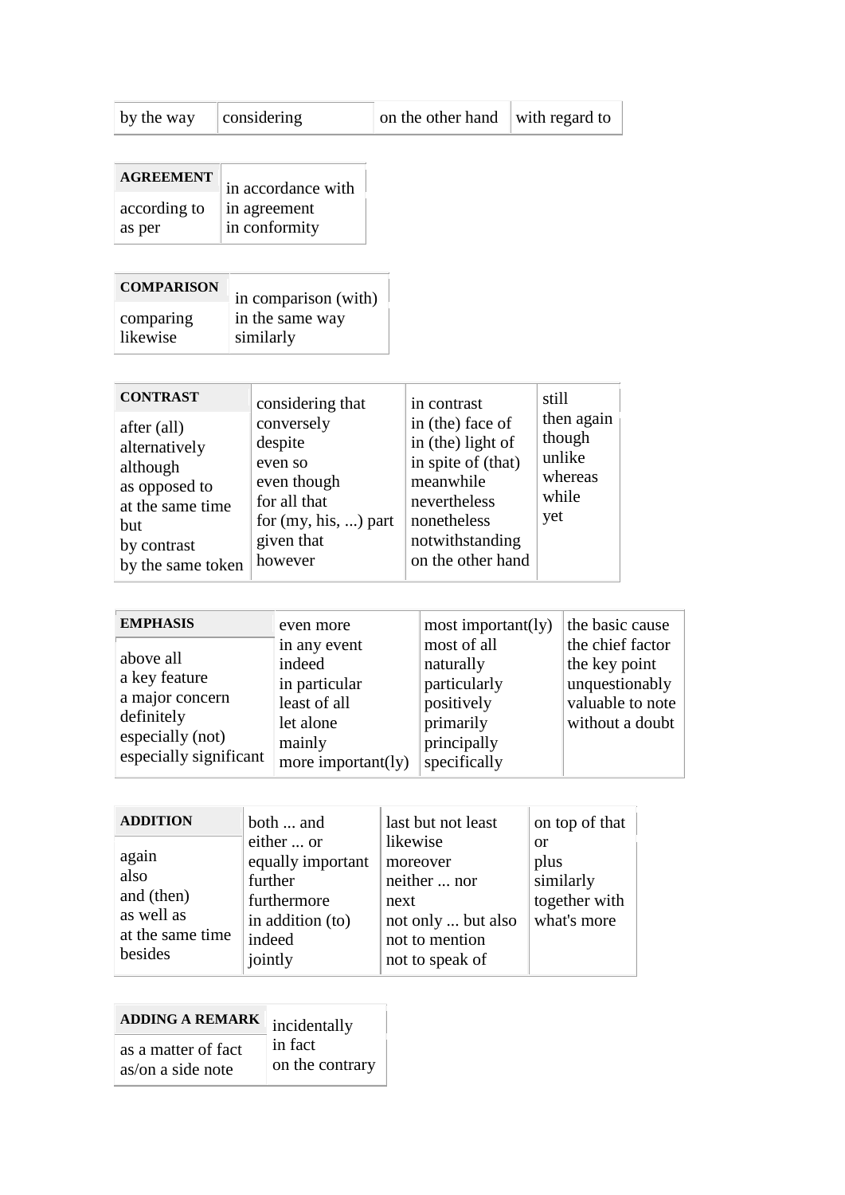| | | | |
|---|---|---|---|
| by the way | considering | on the other hand | with regard to |

| AGREEMENT | |
|---|---|
| according to<br>as per | in accordance with<br>in agreement<br>in conformity |

| COMPARISON | |
|---|---|
| comparing<br>likewise | in comparison (with)<br>in the same way<br>similarly |

| CONTRAST | | | |
|---|---|---|---|
| after (all)<br>alternatively<br>although<br>as opposed to<br>at the same time<br>but<br>by contrast<br>by the same token | considering that<br>conversely<br>despite<br>even so<br>even though<br>for all that<br>for (my, his, ...) part<br>given that<br>however | in contrast<br>in (the) face of<br>in (the) light of<br>in spite of (that)<br>meanwhile<br>nevertheless<br>nonetheless<br>notwithstanding<br>on the other hand | still<br>then again<br>though<br>unlike<br>whereas<br>while<br>yet |

| EMPHASIS | | | |
|---|---|---|---|
| above all<br>a key feature<br>a major concern<br>definitely<br>especially (not)<br>especially significant | even more<br>in any event<br>indeed<br>in particular<br>least of all<br>let alone<br>mainly<br>more important(ly) | most important(ly)<br>most of all<br>naturally<br>particularly<br>positively<br>primarily<br>principally<br>specifically | the basic cause<br>the chief factor<br>the key point<br>unquestionably<br>valuable to note<br>without a doubt |

| ADDITION | | | |
|---|---|---|---|
| again<br>also<br>and (then)<br>as well as<br>at the same time<br>besides | both ... and<br>either ... or<br>equally important<br>further<br>furthermore<br>in addition (to)<br>indeed<br>jointly | last but not least<br>likewise<br>moreover<br>neither ... nor<br>next<br>not only ... but also<br>not to mention<br>not to speak of | on top of that<br>or<br>plus<br>similarly<br>together with<br>what's more |

| ADDING A REMARK | |
|---|---|
| as a matter of fact<br>as/on a side note | incidentally<br>in fact<br>on the contrary |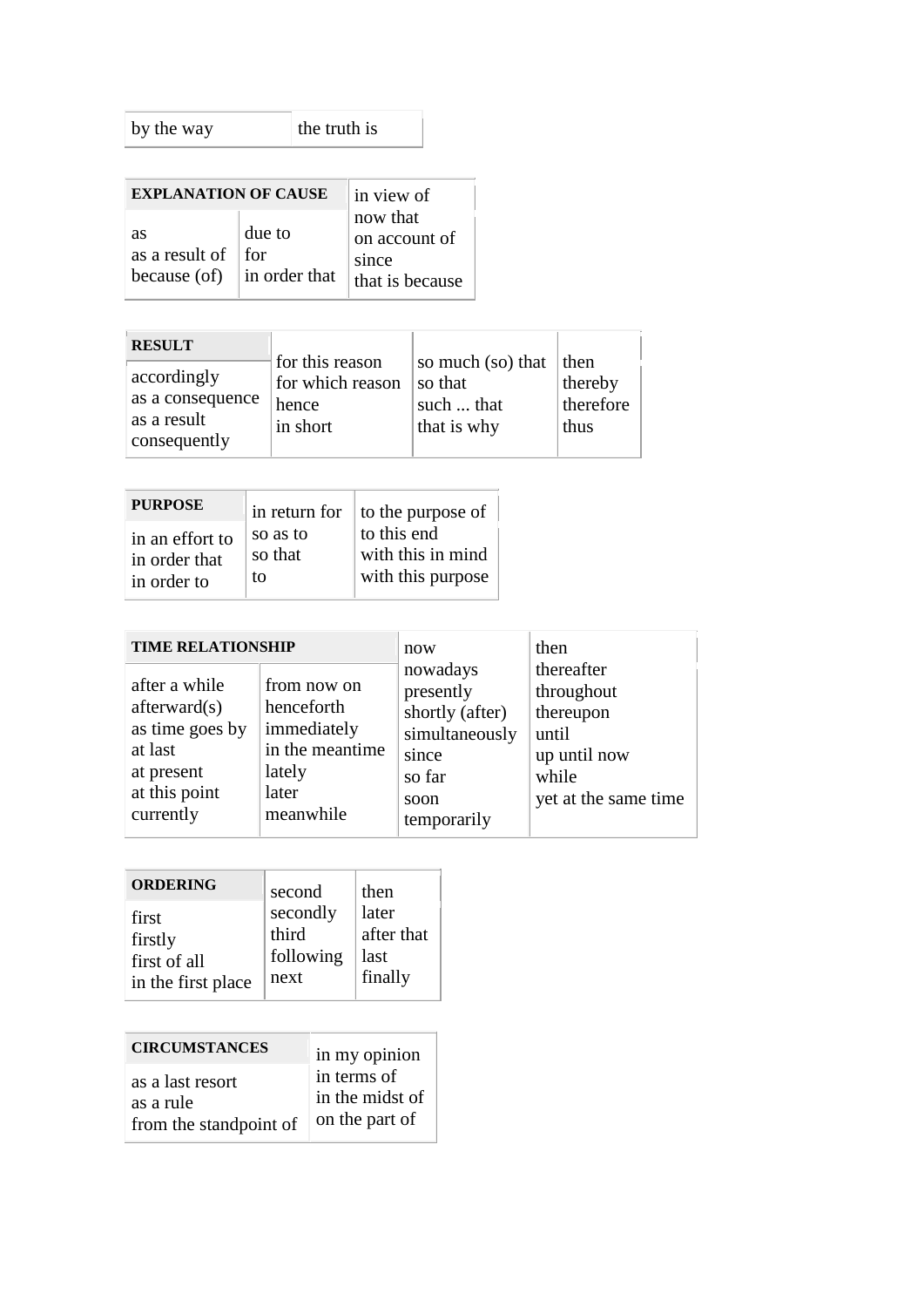| | |
|---|---|
| by the way | the truth is |

| EXPLANATION OF CAUSE | | |
|---|---|---|
| as<br>as a result of<br>because (of) | due to<br>for<br>in order that | in view of<br>now that<br>on account of<br>since<br>that is because |

| RESULT | | | |
|---|---|---|---|
| accordingly<br>as a consequence<br>as a result<br>consequently | for this reason<br>for which reason<br>hence<br>in short | so much (so) that<br>so that<br>such ... that<br>that is why | then<br>thereby<br>therefore<br>thus |

| PURPOSE | | |
|---|---|---|
| in an effort to<br>in order that<br>in order to | in return for<br>so as to<br>so that<br>to | to the purpose of<br>to this end<br>with this in mind<br>with this purpose |

| TIME RELATIONSHIP | | | |
|---|---|---|---|
| after a while<br>afterward(s)<br>as time goes by<br>at last<br>at present<br>at this point<br>currently | from now on<br>henceforth<br>immediately<br>in the meantime<br>lately<br>later<br>meanwhile | now<br>nowadays<br>presently<br>shortly (after)<br>simultaneously<br>since<br>so far<br>soon<br>temporarily | then<br>thereafter<br>throughout<br>thereupon<br>until<br>up until now<br>while<br>yet at the same time |

| ORDERING | | |
|---|---|---|
| first<br>firstly<br>first of all<br>in the first place | second<br>secondly<br>third<br>following<br>next | then<br>later<br>after that<br>last<br>finally |

| CIRCUMSTANCES | |
|---|---|
| as a last resort<br>as a rule<br>from the standpoint of | in my opinion<br>in terms of<br>in the midst of<br>on the part of |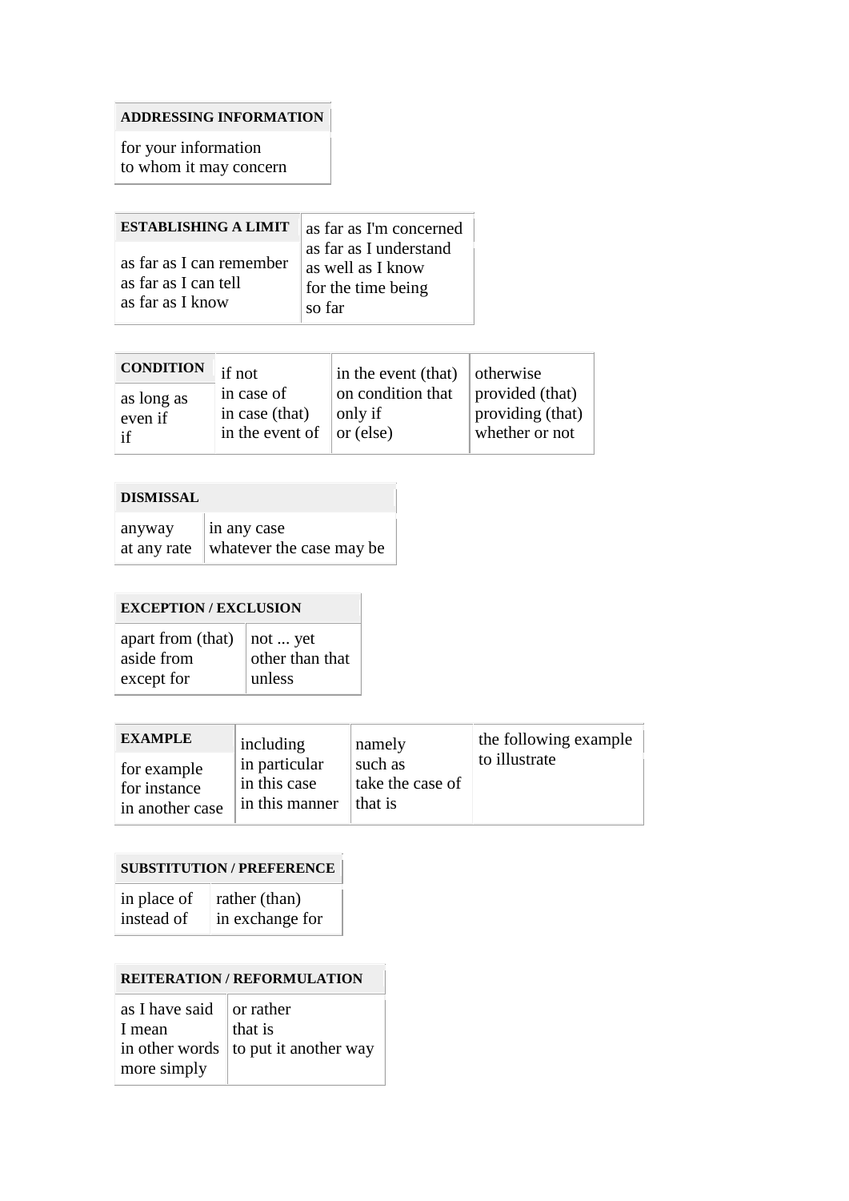| ADDRESSING INFORMATION |
|---|
| for your information<br>to whom it may concern |

| ESTABLISHING A LIMIT | as far as I'm concerned<br>as far as I understand<br>as well as I know<br>for the time being<br>so far |
|---|---|
| as far as I can remember<br>as far as I can tell<br>as far as I know | |

| CONDITION | if not<br>in case of<br>in case (that)<br>in the event of | in the event (that)<br>on condition that<br>only if<br>or (else) | otherwise<br>provided (that)<br>providing (that)<br>whether or not |
|---|---|---|---|
| as long as<br>even if<br>if | | | |

| DISMISSAL | |
|---|---|
| anyway<br>at any rate | in any case<br>whatever the case may be |

| EXCEPTION / EXCLUSION | |
|---|---|
| apart from (that)<br>aside from<br>except for | not ... yet<br>other than that<br>unless |

| EXAMPLE | including<br>in particular<br>in this case<br>in this manner | namely<br>such as<br>take the case of<br>that is | the following example<br>to illustrate |
|---|---|---|---|
| for example<br>for instance<br>in another case | | | |

| SUBSTITUTION / PREFERENCE | |
|---|---|
| in place of<br>instead of | rather (than)<br>in exchange for |

| REITERATION / REFORMULATION | |
|---|---|
| as I have said<br>I mean<br>in other words<br>more simply | or rather<br>that is<br>to put it another way |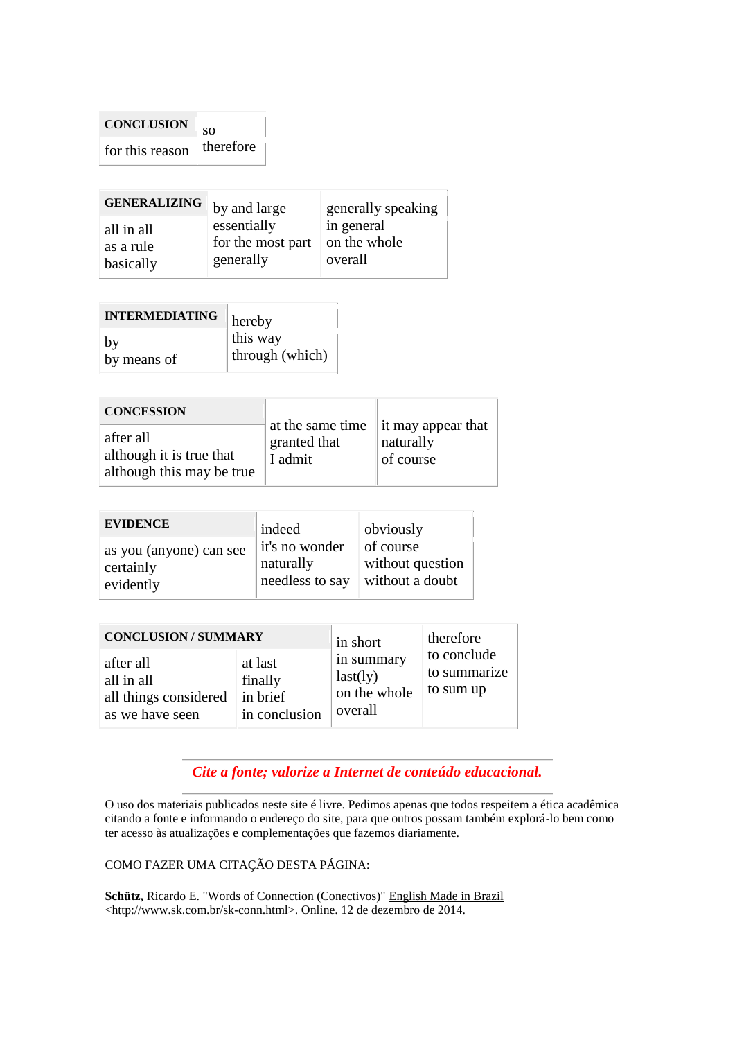| CONCLUSION | so |
|---|---|
| for this reason | therefore |

| GENERALIZING | by and large<br>essentially<br>for the most part<br>generally | generally speaking<br>in general<br>on the whole<br>overall |
|---|---|---|
| all in all<br>as a rule<br>basically | | |

| INTERMEDIATING | hereby<br>this way<br>through (which) |
|---|---|
| by<br>by means of | |

| CONCESSION | at the same time<br>granted that<br>I admit | it may appear that<br>naturally<br>of course |
|---|---|---|
| after all<br>although it is true that<br>although this may be true | | |

| EVIDENCE | indeed<br>it's no wonder<br>naturally<br>needless to say | obviously<br>of course<br>without question<br>without a doubt |
|---|---|---|
| as you (anyone) can see<br>certainly<br>evidently | | |

| CONCLUSION / SUMMARY | | in short<br>in summary<br>last(ly)<br>on the whole<br>overall | therefore<br>to conclude<br>to summarize<br>to sum up |
|---|---|---|---|
| after all<br>all in all<br>all things considered<br>as we have seen | at last<br>finally<br>in brief<br>in conclusion | | |

***Cite a fonte; valorize a Internet de conteúdo educacional.***

O uso dos materiais publicados neste site é livre. Pedimos apenas que todos respeitem a ética acadêmica citando a fonte e informando o endereço do site, para que outros possam também explorá-lo bem como ter acesso às atualizações e complementações que fazemos diariamente.

COMO FAZER UMA CITAÇÃO DESTA PÁGINA:

**Schütz,** Ricardo E. "Words of Connection (Conectivos)" English Made in Brazil <http://www.sk.com.br/sk-conn.html>. Online. 12 de dezembro de 2014.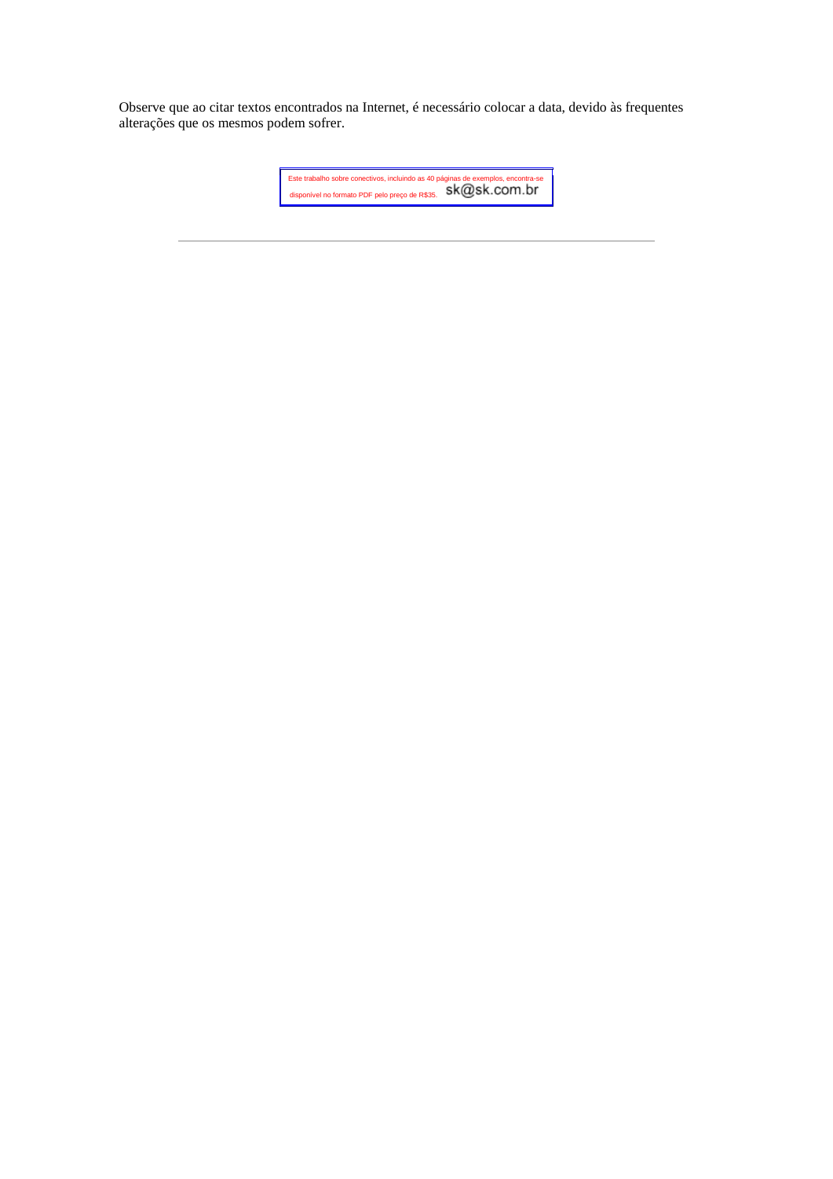Observe que ao citar textos encontrados na Internet, é necessário colocar a data, devido às frequentes alterações que os mesmos podem sofrer.

Este trabalho sobre conectivos, incluindo as 40 páginas de exemplos, encontra-se disponível no formato PDF pelo preço de R$35. sk@sk.com.br

---